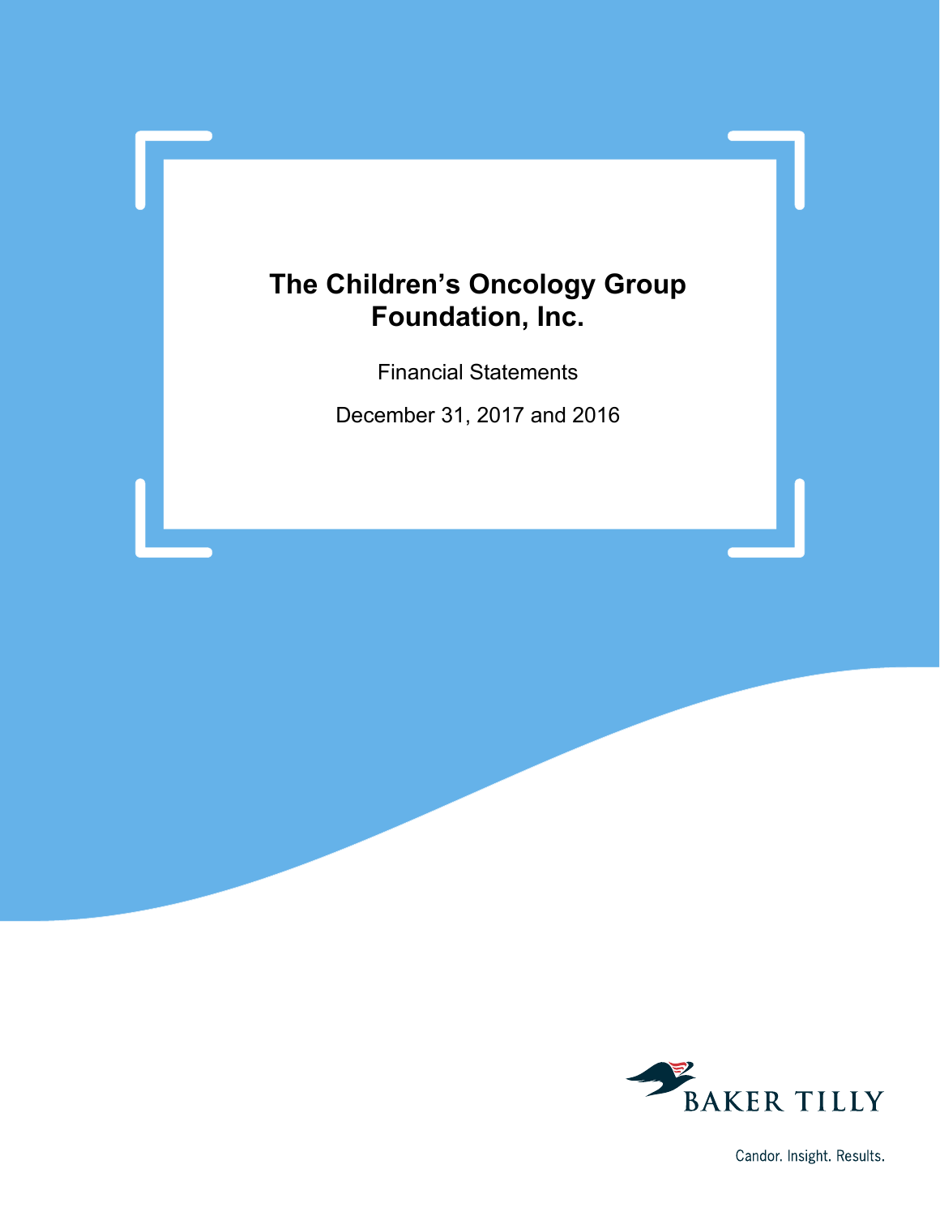# The Children's Oncology Group Foundation, Inc.

Financial Statements

December 31, 2017 and 2016

BAKER TILLY

Candor. Insight. Results.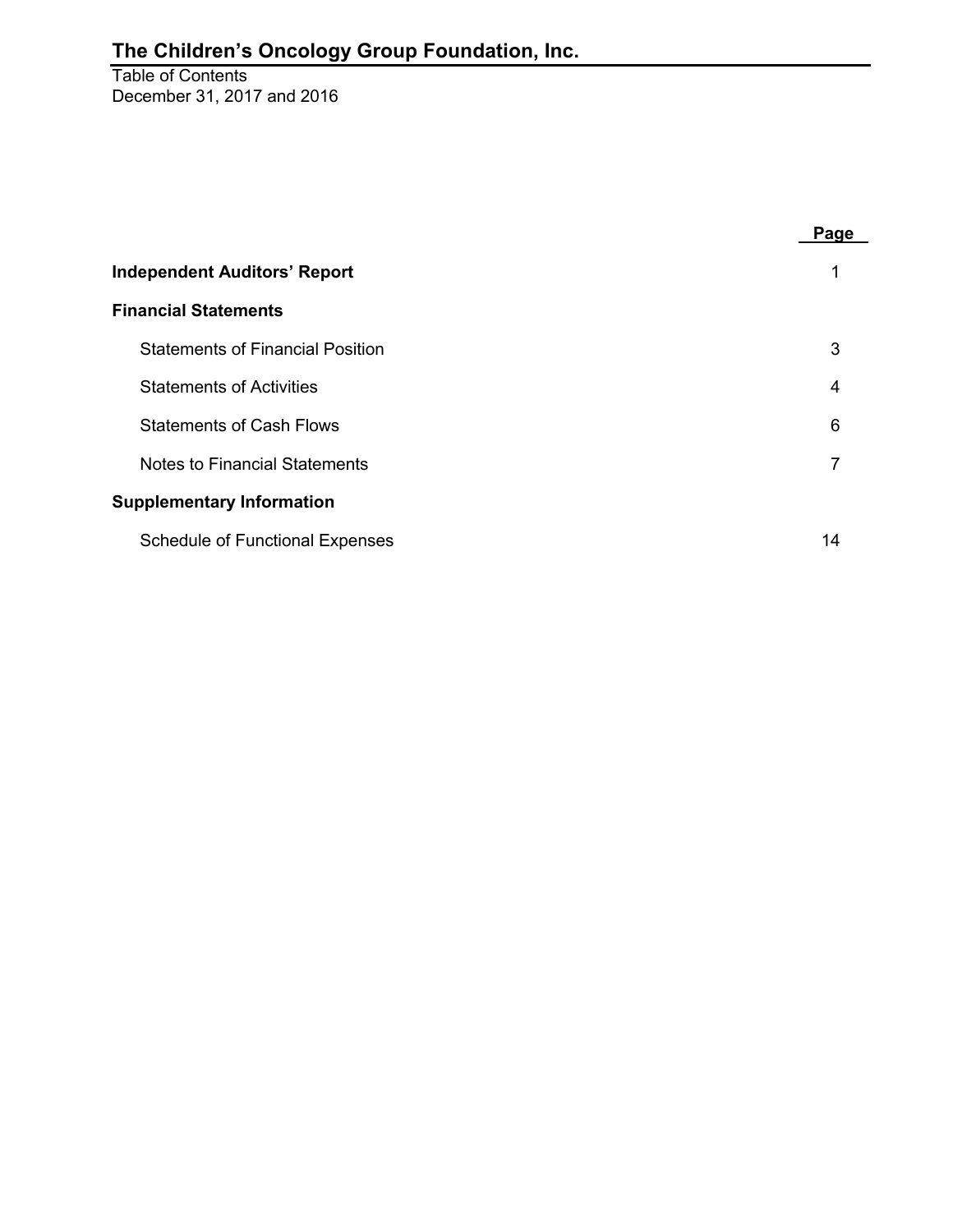# The Children's Oncology Group Foundation, Inc.

Table of Contents
December 31, 2017 and 2016

| | Page |
|---|---|
| **Independent Auditors' Report** | 1 |
| **Financial Statements** | |
| Statements of Financial Position | 3 |
| Statements of Activities | 4 |
| Statements of Cash Flows | 6 |
| Notes to Financial Statements | 7 |
| **Supplementary Information** | |
| Schedule of Functional Expenses | 14 |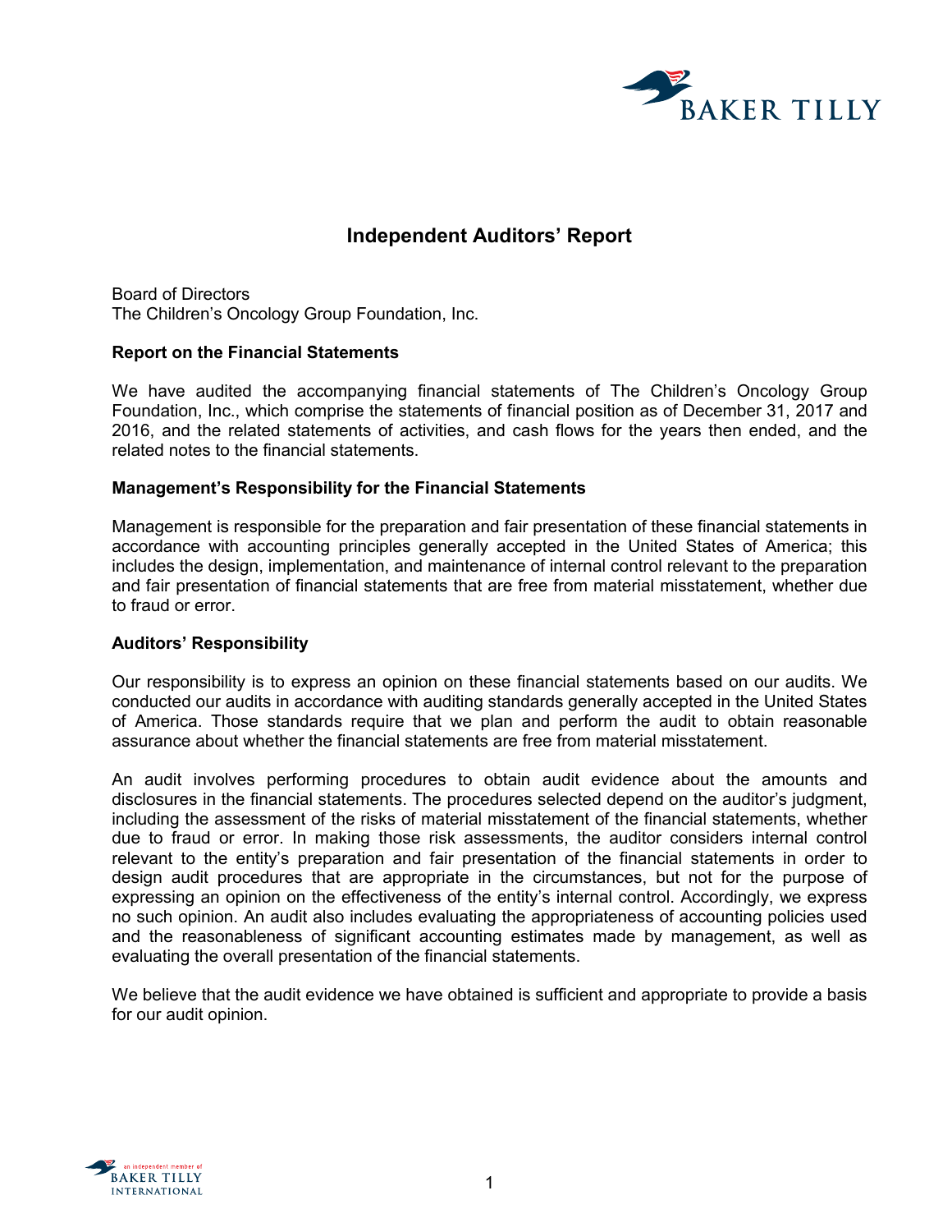# Independent Auditors' Report

Board of Directors
The Children's Oncology Group Foundation, Inc.

**Report on the Financial Statements**

We have audited the accompanying financial statements of The Children's Oncology Group Foundation, Inc., which comprise the statements of financial position as of December 31, 2017 and 2016, and the related statements of activities, and cash flows for the years then ended, and the related notes to the financial statements.

**Management's Responsibility for the Financial Statements**

Management is responsible for the preparation and fair presentation of these financial statements in accordance with accounting principles generally accepted in the United States of America; this includes the design, implementation, and maintenance of internal control relevant to the preparation and fair presentation of financial statements that are free from material misstatement, whether due to fraud or error.

**Auditors' Responsibility**

Our responsibility is to express an opinion on these financial statements based on our audits. We conducted our audits in accordance with auditing standards generally accepted in the United States of America. Those standards require that we plan and perform the audit to obtain reasonable assurance about whether the financial statements are free from material misstatement.

An audit involves performing procedures to obtain audit evidence about the amounts and disclosures in the financial statements. The procedures selected depend on the auditor's judgment, including the assessment of the risks of material misstatement of the financial statements, whether due to fraud or error. In making those risk assessments, the auditor considers internal control relevant to the entity's preparation and fair presentation of the financial statements in order to design audit procedures that are appropriate in the circumstances, but not for the purpose of expressing an opinion on the effectiveness of the entity's internal control. Accordingly, we express no such opinion. An audit also includes evaluating the appropriateness of accounting policies used and the reasonableness of significant accounting estimates made by management, as well as evaluating the overall presentation of the financial statements.

We believe that the audit evidence we have obtained is sufficient and appropriate to provide a basis for our audit opinion.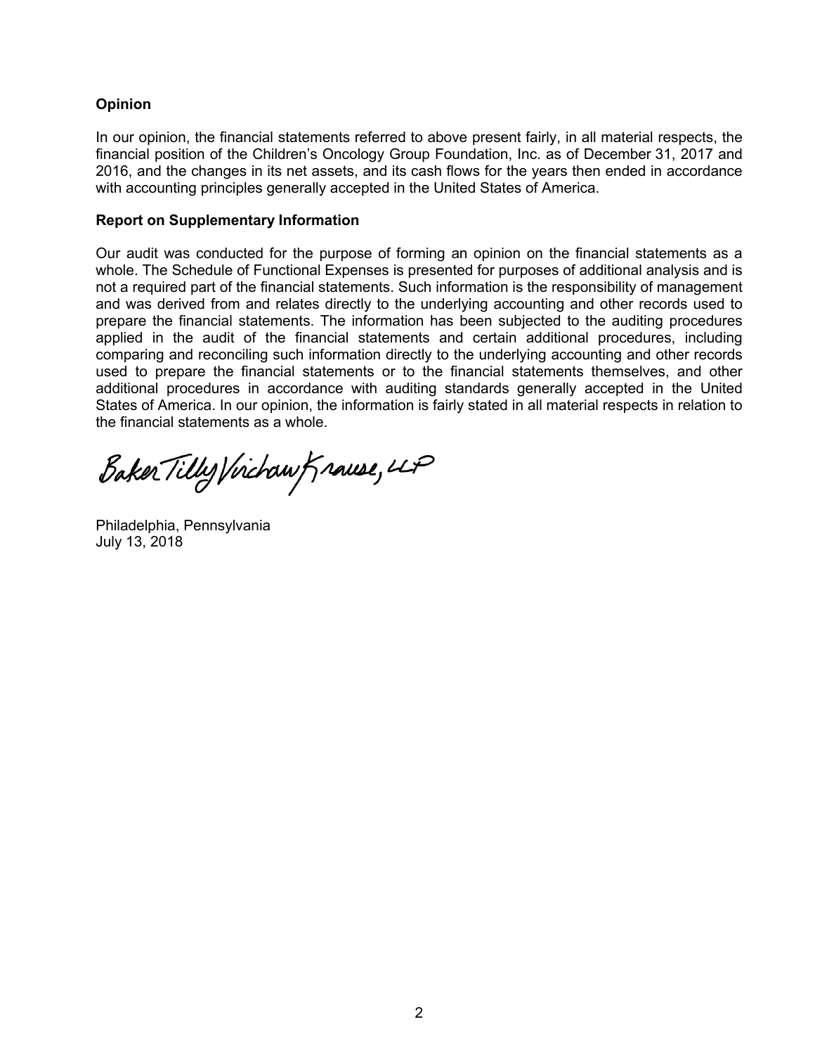**Opinion**

In our opinion, the financial statements referred to above present fairly, in all material respects, the financial position of the Children's Oncology Group Foundation, Inc. as of December 31, 2017 and 2016, and the changes in its net assets, and its cash flows for the years then ended in accordance with accounting principles generally accepted in the United States of America.

**Report on Supplementary Information**

Our audit was conducted for the purpose of forming an opinion on the financial statements as a whole. The Schedule of Functional Expenses is presented for purposes of additional analysis and is not a required part of the financial statements. Such information is the responsibility of management and was derived from and relates directly to the underlying accounting and other records used to prepare the financial statements. The information has been subjected to the auditing procedures applied in the audit of the financial statements and certain additional procedures, including comparing and reconciling such information directly to the underlying accounting and other records used to prepare the financial statements or to the financial statements themselves, and other additional procedures in accordance with auditing standards generally accepted in the United States of America. In our opinion, the information is fairly stated in all material respects in relation to the financial statements as a whole.

Baker Tilly Virchow Krause, LLP

Philadelphia, Pennsylvania
July 13, 2018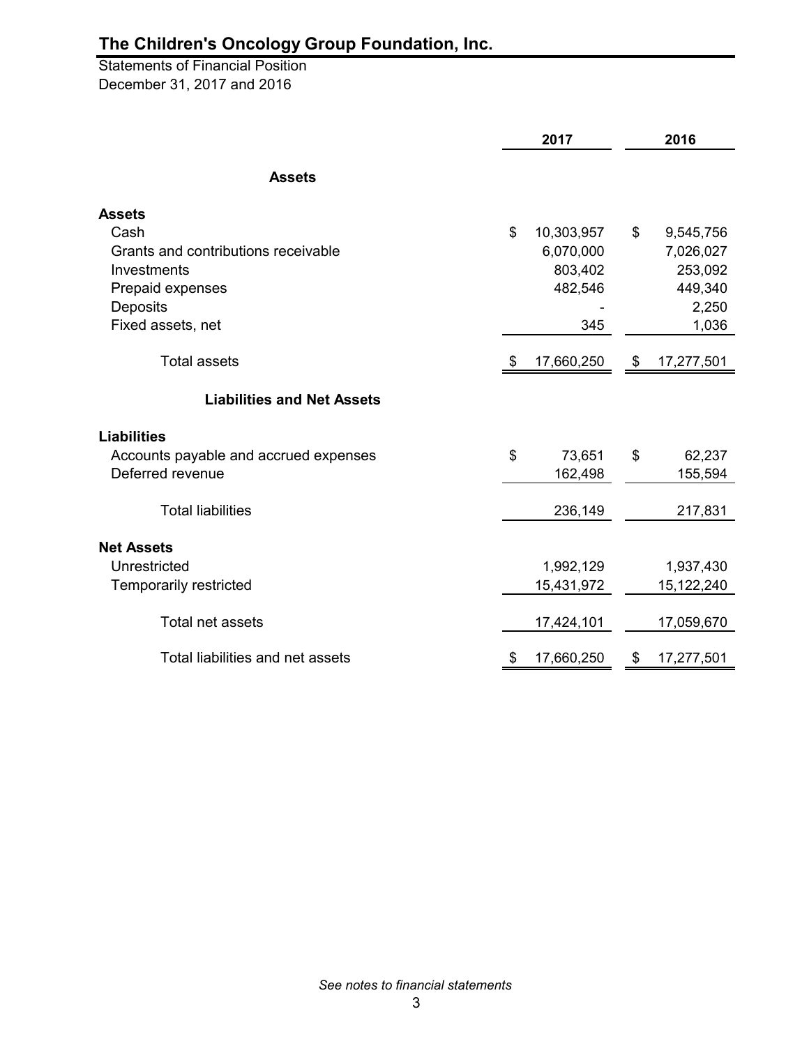# The Children's Oncology Group Foundation, Inc.

Statements of Financial Position
December 31, 2017 and 2016

| | 2017 | 2016 |
|---|---|---|
| **Assets** | | |
| **Assets** | | |
| Cash | $ 10,303,957 | $ 9,545,756 |
| Grants and contributions receivable | 6,070,000 | 7,026,027 |
| Investments | 803,402 | 253,092 |
| Prepaid expenses | 482,546 | 449,340 |
| Deposits | - | 2,250 |
| Fixed assets, net | 345 | 1,036 |
| Total assets | $ 17,660,250 | $ 17,277,501 |
| **Liabilities and Net Assets** | | |
| **Liabilities** | | |
| Accounts payable and accrued expenses | $ 73,651 | $ 62,237 |
| Deferred revenue | 162,498 | 155,594 |
| Total liabilities | 236,149 | 217,831 |
| **Net Assets** | | |
| Unrestricted | 1,992,129 | 1,937,430 |
| Temporarily restricted | 15,431,972 | 15,122,240 |
| Total net assets | 17,424,101 | 17,059,670 |
| Total liabilities and net assets | $ 17,660,250 | $ 17,277,501 |

*See notes to financial statements*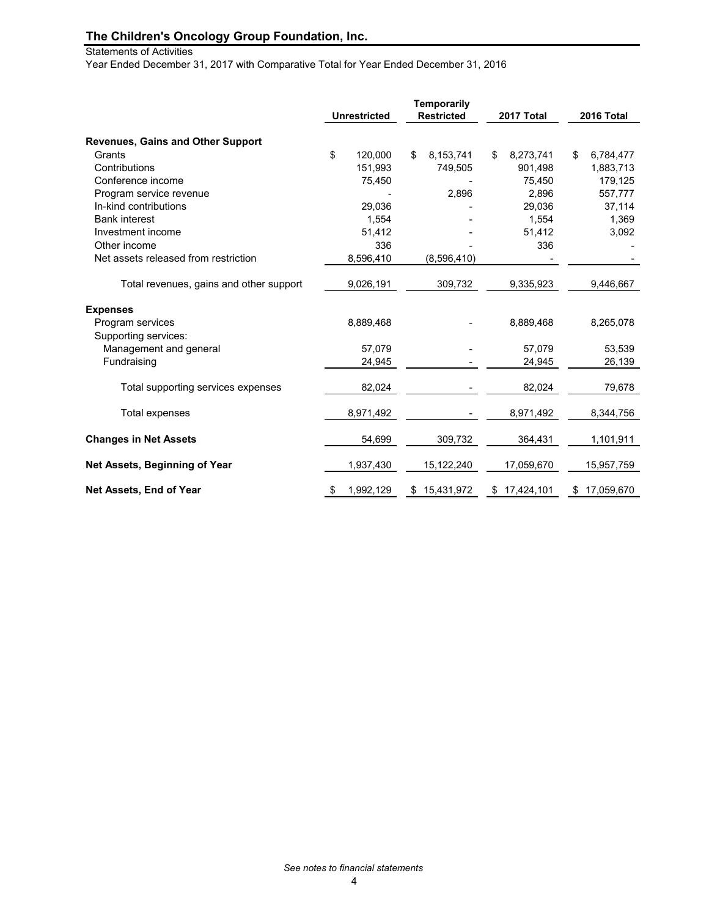# The Children's Oncology Group Foundation, Inc.

Statements of Activities

Year Ended December 31, 2017 with Comparative Total for Year Ended December 31, 2016

| | Unrestricted | Temporarily Restricted | 2017 Total | 2016 Total |
|---|---|---|---|---|
| **Revenues, Gains and Other Support** | | | | |
| Grants | $ 120,000 | $ 8,153,741 | $ 8,273,741 | $ 6,784,477 |
| Contributions | 151,993 | 749,505 | 901,498 | 1,883,713 |
| Conference income | 75,450 | - | 75,450 | 179,125 |
| Program service revenue | - | 2,896 | 2,896 | 557,777 |
| In-kind contributions | 29,036 | - | 29,036 | 37,114 |
| Bank interest | 1,554 | - | 1,554 | 1,369 |
| Investment income | 51,412 | - | 51,412 | 3,092 |
| Other income | 336 | - | 336 | - |
| Net assets released from restriction | 8,596,410 | (8,596,410) | - | - |
| Total revenues, gains and other support | 9,026,191 | 309,732 | 9,335,923 | 9,446,667 |
| **Expenses** | | | | |
| Program services | 8,889,468 | - | 8,889,468 | 8,265,078 |
| Supporting services: | | | | |
| Management and general | 57,079 | - | 57,079 | 53,539 |
| Fundraising | 24,945 | - | 24,945 | 26,139 |
| Total supporting services expenses | 82,024 | - | 82,024 | 79,678 |
| Total expenses | 8,971,492 | - | 8,971,492 | 8,344,756 |
| **Changes in Net Assets** | 54,699 | 309,732 | 364,431 | 1,101,911 |
| **Net Assets, Beginning of Year** | 1,937,430 | 15,122,240 | 17,059,670 | 15,957,759 |
| **Net Assets, End of Year** | $ 1,992,129 | $ 15,431,972 | $ 17,424,101 | $ 17,059,670 |

*See notes to financial statements*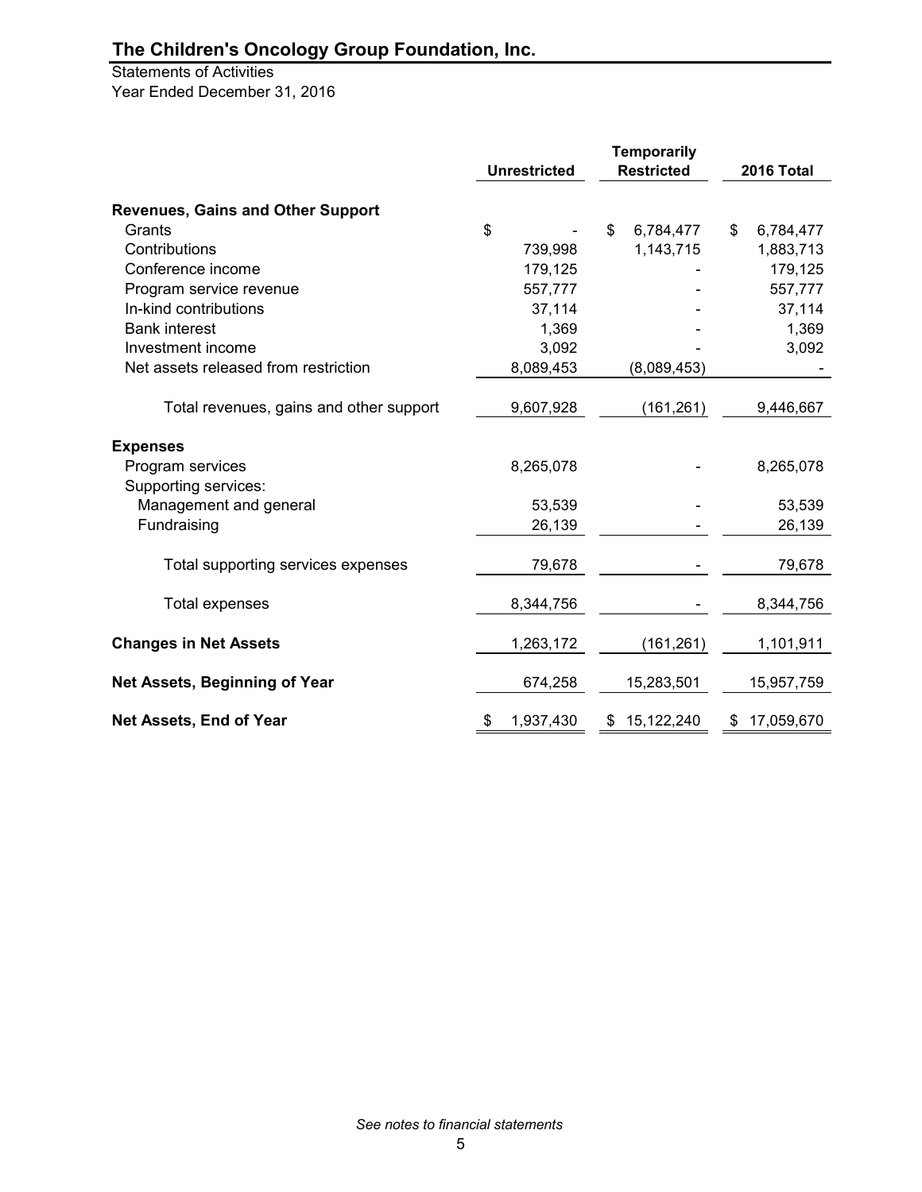# The Children's Oncology Group Foundation, Inc.

Statements of Activities
Year Ended December 31, 2016

| | Unrestricted | Temporarily Restricted | 2016 Total |
|---|---|---|---|
| **Revenues, Gains and Other Support** | | | |
| Grants | $ - | $ 6,784,477 | $ 6,784,477 |
| Contributions | 739,998 | 1,143,715 | 1,883,713 |
| Conference income | 179,125 | - | 179,125 |
| Program service revenue | 557,777 | - | 557,777 |
| In-kind contributions | 37,114 | - | 37,114 |
| Bank interest | 1,369 | - | 1,369 |
| Investment income | 3,092 | - | 3,092 |
| Net assets released from restriction | 8,089,453 | (8,089,453) | - |
| Total revenues, gains and other support | 9,607,928 | (161,261) | 9,446,667 |
| **Expenses** | | | |
| Program services | 8,265,078 | - | 8,265,078 |
| Supporting services: | | | |
| Management and general | 53,539 | - | 53,539 |
| Fundraising | 26,139 | - | 26,139 |
| Total supporting services expenses | 79,678 | - | 79,678 |
| Total expenses | 8,344,756 | - | 8,344,756 |
| **Changes in Net Assets** | 1,263,172 | (161,261) | 1,101,911 |
| **Net Assets, Beginning of Year** | 674,258 | 15,283,501 | 15,957,759 |
| **Net Assets, End of Year** | $ 1,937,430 | $ 15,122,240 | $ 17,059,670 |

*See notes to financial statements*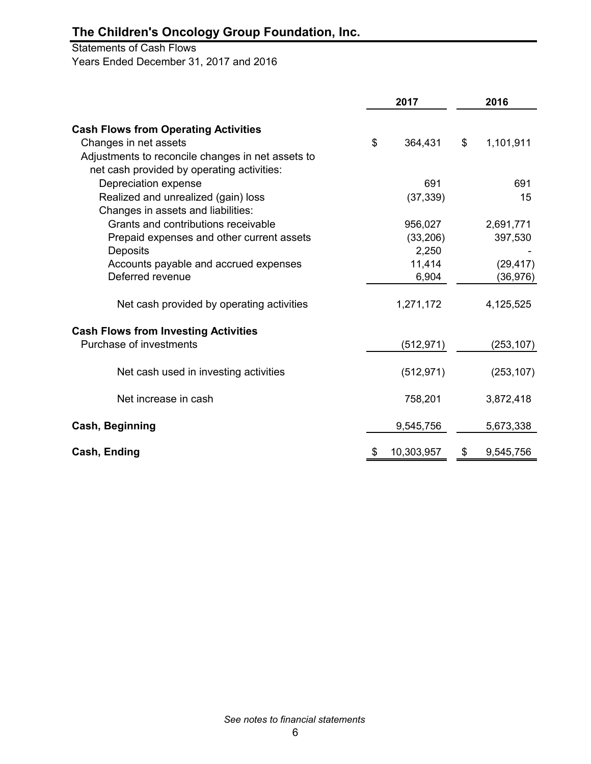# The Children's Oncology Group Foundation, Inc.

Statements of Cash Flows
Years Ended December 31, 2017 and 2016

| | 2017 | 2016 |
|---|---|---|
| **Cash Flows from Operating Activities** | | |
| Changes in net assets | $ 364,431 | $ 1,101,911 |
| Adjustments to reconcile changes in net assets to net cash provided by operating activities: | | |
| Depreciation expense | 691 | 691 |
| Realized and unrealized (gain) loss | (37,339) | 15 |
| Changes in assets and liabilities: | | |
| Grants and contributions receivable | 956,027 | 2,691,771 |
| Prepaid expenses and other current assets | (33,206) | 397,530 |
| Deposits | 2,250 | - |
| Accounts payable and accrued expenses | 11,414 | (29,417) |
| Deferred revenue | 6,904 | (36,976) |
| Net cash provided by operating activities | 1,271,172 | 4,125,525 |
| **Cash Flows from Investing Activities** | | |
| Purchase of investments | (512,971) | (253,107) |
| Net cash used in investing activities | (512,971) | (253,107) |
| Net increase in cash | 758,201 | 3,872,418 |
| **Cash, Beginning** | 9,545,756 | 5,673,338 |
| **Cash, Ending** | $ 10,303,957 | $ 9,545,756 |

*See notes to financial statements*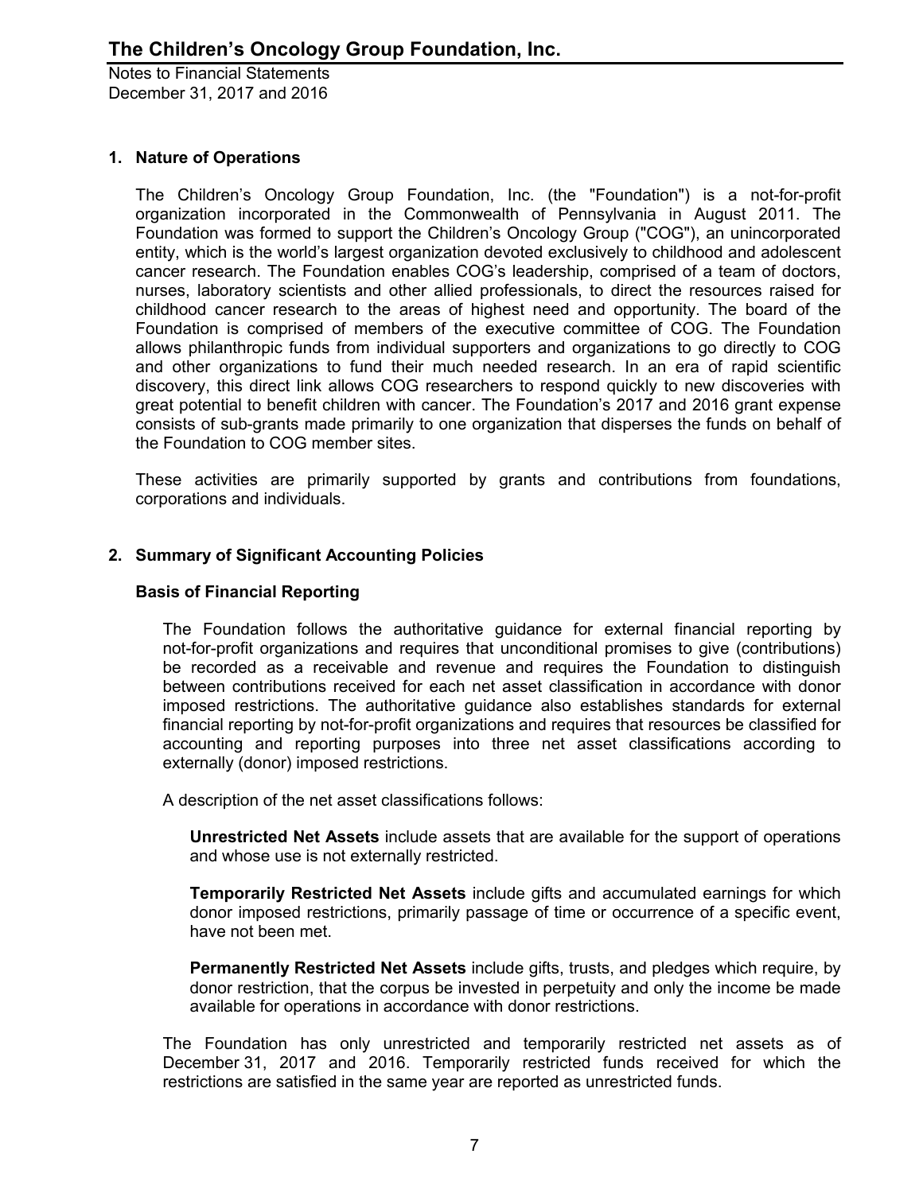# The Children's Oncology Group Foundation, Inc.

Notes to Financial Statements
December 31, 2017 and 2016

## 1. Nature of Operations

The Children's Oncology Group Foundation, Inc. (the "Foundation") is a not-for-profit organization incorporated in the Commonwealth of Pennsylvania in August 2011. The Foundation was formed to support the Children's Oncology Group ("COG"), an unincorporated entity, which is the world's largest organization devoted exclusively to childhood and adolescent cancer research. The Foundation enables COG's leadership, comprised of a team of doctors, nurses, laboratory scientists and other allied professionals, to direct the resources raised for childhood cancer research to the areas of highest need and opportunity. The board of the Foundation is comprised of members of the executive committee of COG. The Foundation allows philanthropic funds from individual supporters and organizations to go directly to COG and other organizations to fund their much needed research. In an era of rapid scientific discovery, this direct link allows COG researchers to respond quickly to new discoveries with great potential to benefit children with cancer. The Foundation's 2017 and 2016 grant expense consists of sub-grants made primarily to one organization that disperses the funds on behalf of the Foundation to COG member sites.

These activities are primarily supported by grants and contributions from foundations, corporations and individuals.

## 2. Summary of Significant Accounting Policies

### Basis of Financial Reporting

The Foundation follows the authoritative guidance for external financial reporting by not-for-profit organizations and requires that unconditional promises to give (contributions) be recorded as a receivable and revenue and requires the Foundation to distinguish between contributions received for each net asset classification in accordance with donor imposed restrictions. The authoritative guidance also establishes standards for external financial reporting by not-for-profit organizations and requires that resources be classified for accounting and reporting purposes into three net asset classifications according to externally (donor) imposed restrictions.

A description of the net asset classifications follows:

**Unrestricted Net Assets** include assets that are available for the support of operations and whose use is not externally restricted.

**Temporarily Restricted Net Assets** include gifts and accumulated earnings for which donor imposed restrictions, primarily passage of time or occurrence of a specific event, have not been met.

**Permanently Restricted Net Assets** include gifts, trusts, and pledges which require, by donor restriction, that the corpus be invested in perpetuity and only the income be made available for operations in accordance with donor restrictions.

The Foundation has only unrestricted and temporarily restricted net assets as of December 31, 2017 and 2016. Temporarily restricted funds received for which the restrictions are satisfied in the same year are reported as unrestricted funds.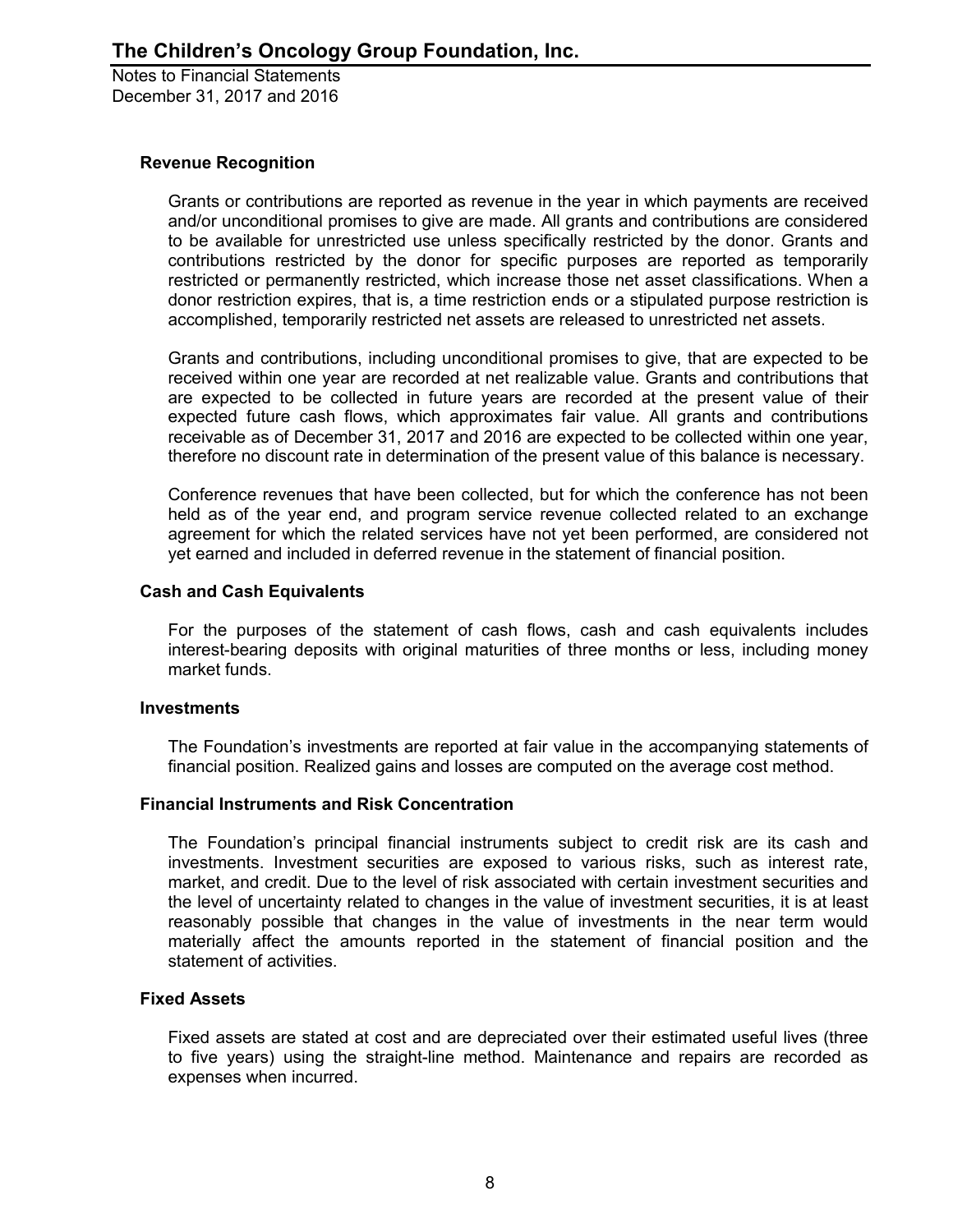### Revenue Recognition

Grants or contributions are reported as revenue in the year in which payments are received and/or unconditional promises to give are made. All grants and contributions are considered to be available for unrestricted use unless specifically restricted by the donor. Grants and contributions restricted by the donor for specific purposes are reported as temporarily restricted or permanently restricted, which increase those net asset classifications. When a donor restriction expires, that is, a time restriction ends or a stipulated purpose restriction is accomplished, temporarily restricted net assets are released to unrestricted net assets.

Grants and contributions, including unconditional promises to give, that are expected to be received within one year are recorded at net realizable value. Grants and contributions that are expected to be collected in future years are recorded at the present value of their expected future cash flows, which approximates fair value. All grants and contributions receivable as of December 31, 2017 and 2016 are expected to be collected within one year, therefore no discount rate in determination of the present value of this balance is necessary.

Conference revenues that have been collected, but for which the conference has not been held as of the year end, and program service revenue collected related to an exchange agreement for which the related services have not yet been performed, are considered not yet earned and included in deferred revenue in the statement of financial position.

### Cash and Cash Equivalents

For the purposes of the statement of cash flows, cash and cash equivalents includes interest-bearing deposits with original maturities of three months or less, including money market funds.

### Investments

The Foundation's investments are reported at fair value in the accompanying statements of financial position. Realized gains and losses are computed on the average cost method.

### Financial Instruments and Risk Concentration

The Foundation's principal financial instruments subject to credit risk are its cash and investments. Investment securities are exposed to various risks, such as interest rate, market, and credit. Due to the level of risk associated with certain investment securities and the level of uncertainty related to changes in the value of investment securities, it is at least reasonably possible that changes in the value of investments in the near term would materially affect the amounts reported in the statement of financial position and the statement of activities.

### Fixed Assets

Fixed assets are stated at cost and are depreciated over their estimated useful lives (three to five years) using the straight-line method. Maintenance and repairs are recorded as expenses when incurred.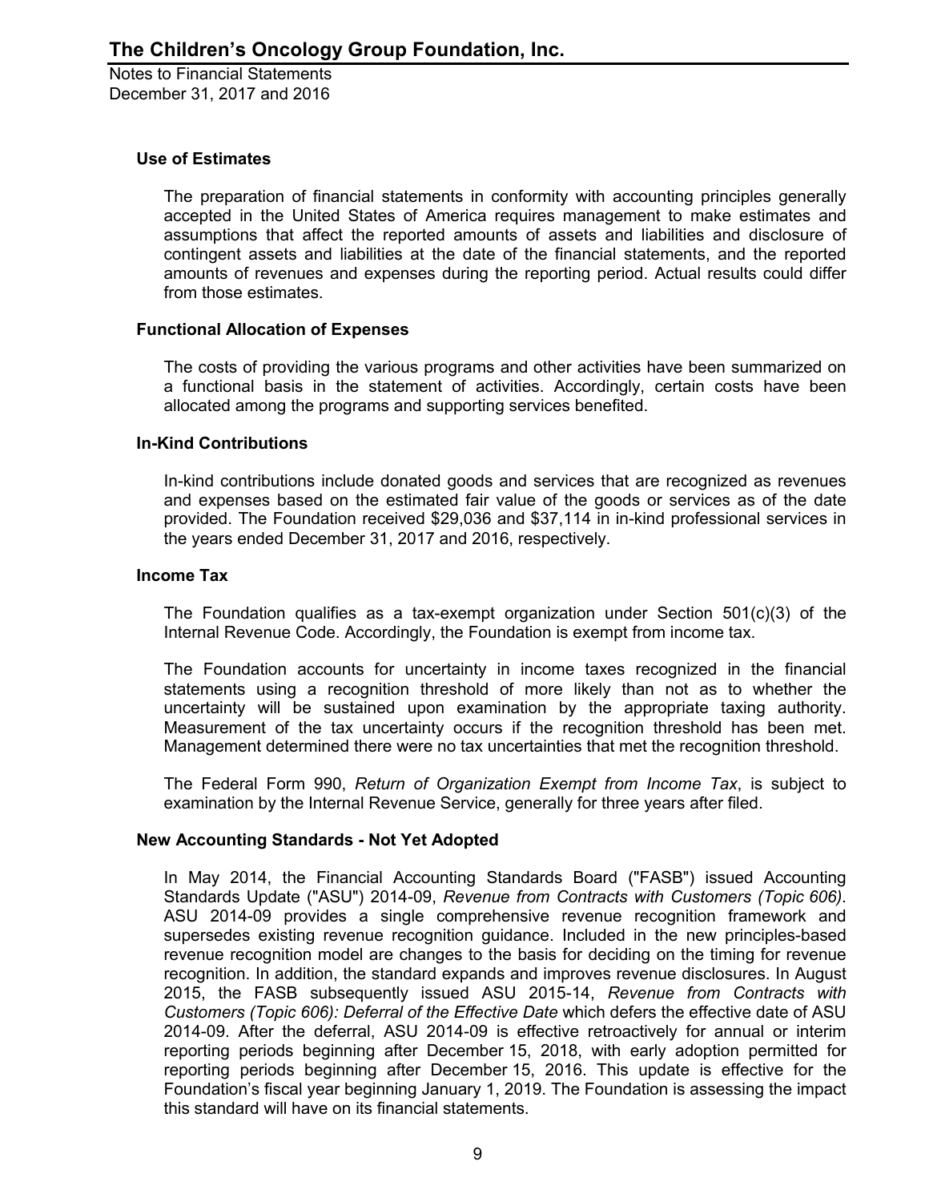### Use of Estimates

The preparation of financial statements in conformity with accounting principles generally accepted in the United States of America requires management to make estimates and assumptions that affect the reported amounts of assets and liabilities and disclosure of contingent assets and liabilities at the date of the financial statements, and the reported amounts of revenues and expenses during the reporting period. Actual results could differ from those estimates.

### Functional Allocation of Expenses

The costs of providing the various programs and other activities have been summarized on a functional basis in the statement of activities. Accordingly, certain costs have been allocated among the programs and supporting services benefited.

### In-Kind Contributions

In-kind contributions include donated goods and services that are recognized as revenues and expenses based on the estimated fair value of the goods or services as of the date provided. The Foundation received $29,036 and $37,114 in in-kind professional services in the years ended December 31, 2017 and 2016, respectively.

### Income Tax

The Foundation qualifies as a tax-exempt organization under Section 501(c)(3) of the Internal Revenue Code. Accordingly, the Foundation is exempt from income tax.

The Foundation accounts for uncertainty in income taxes recognized in the financial statements using a recognition threshold of more likely than not as to whether the uncertainty will be sustained upon examination by the appropriate taxing authority. Measurement of the tax uncertainty occurs if the recognition threshold has been met. Management determined there were no tax uncertainties that met the recognition threshold.

The Federal Form 990, *Return of Organization Exempt from Income Tax*, is subject to examination by the Internal Revenue Service, generally for three years after filed.

### New Accounting Standards - Not Yet Adopted

In May 2014, the Financial Accounting Standards Board ("FASB") issued Accounting Standards Update ("ASU") 2014-09, *Revenue from Contracts with Customers (Topic 606)*. ASU 2014-09 provides a single comprehensive revenue recognition framework and supersedes existing revenue recognition guidance. Included in the new principles-based revenue recognition model are changes to the basis for deciding on the timing for revenue recognition. In addition, the standard expands and improves revenue disclosures. In August 2015, the FASB subsequently issued ASU 2015-14, *Revenue from Contracts with Customers (Topic 606): Deferral of the Effective Date* which defers the effective date of ASU 2014-09. After the deferral, ASU 2014-09 is effective retroactively for annual or interim reporting periods beginning after December 15, 2018, with early adoption permitted for reporting periods beginning after December 15, 2016. This update is effective for the Foundation's fiscal year beginning January 1, 2019. The Foundation is assessing the impact this standard will have on its financial statements.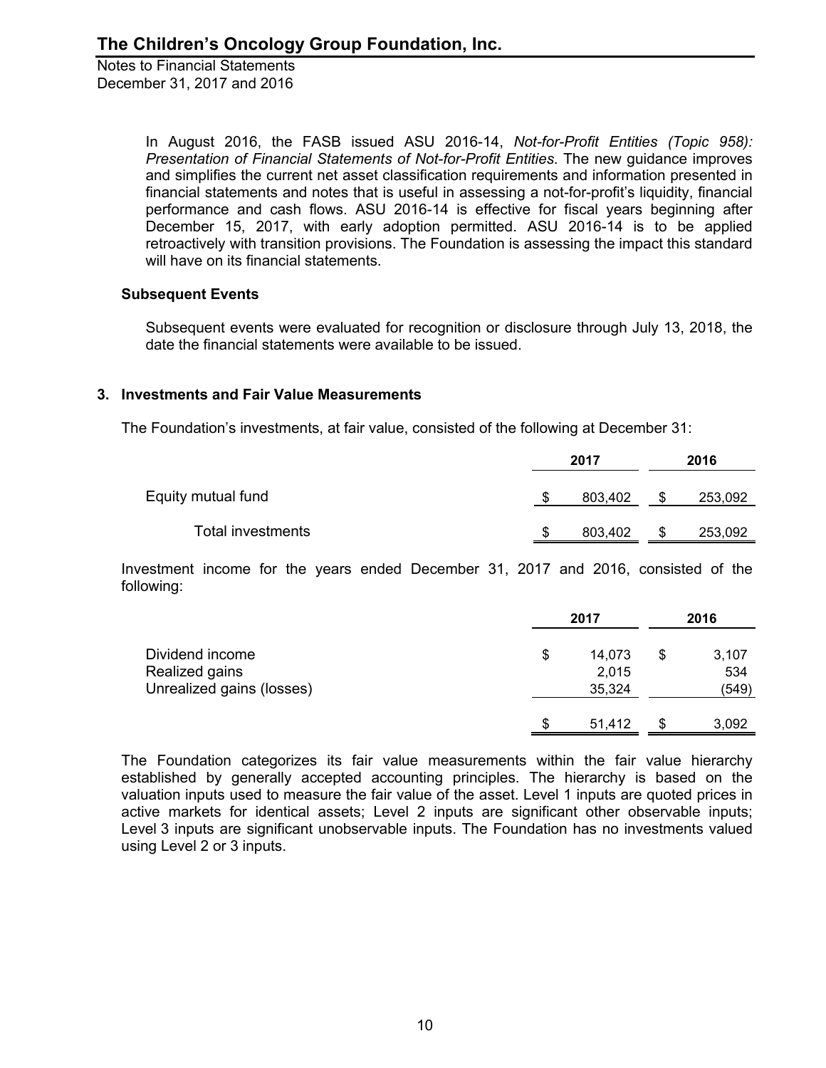In August 2016, the FASB issued ASU 2016-14, *Not-for-Profit Entities (Topic 958): Presentation of Financial Statements of Not-for-Profit Entities*. The new guidance improves and simplifies the current net asset classification requirements and information presented in financial statements and notes that is useful in assessing a not-for-profit's liquidity, financial performance and cash flows. ASU 2016-14 is effective for fiscal years beginning after December 15, 2017, with early adoption permitted. ASU 2016-14 is to be applied retroactively with transition provisions. The Foundation is assessing the impact this standard will have on its financial statements.

**Subsequent Events**

Subsequent events were evaluated for recognition or disclosure through July 13, 2018, the date the financial statements were available to be issued.

## 3. Investments and Fair Value Measurements

The Foundation's investments, at fair value, consisted of the following at December 31:

| | 2017 | 2016 |
|---|---|---|
| Equity mutual fund | $ 803,402 | $ 253,092 |
| Total investments | $ 803,402 | $ 253,092 |

Investment income for the years ended December 31, 2017 and 2016, consisted of the following:

| | 2017 | 2016 |
|---|---|---|
| Dividend income | $ 14,073 | $ 3,107 |
| Realized gains | 2,015 | 534 |
| Unrealized gains (losses) | 35,324 | (549) |
| | $ 51,412 | $ 3,092 |

The Foundation categorizes its fair value measurements within the fair value hierarchy established by generally accepted accounting principles. The hierarchy is based on the valuation inputs used to measure the fair value of the asset. Level 1 inputs are quoted prices in active markets for identical assets; Level 2 inputs are significant other observable inputs; Level 3 inputs are significant unobservable inputs. The Foundation has no investments valued using Level 2 or 3 inputs.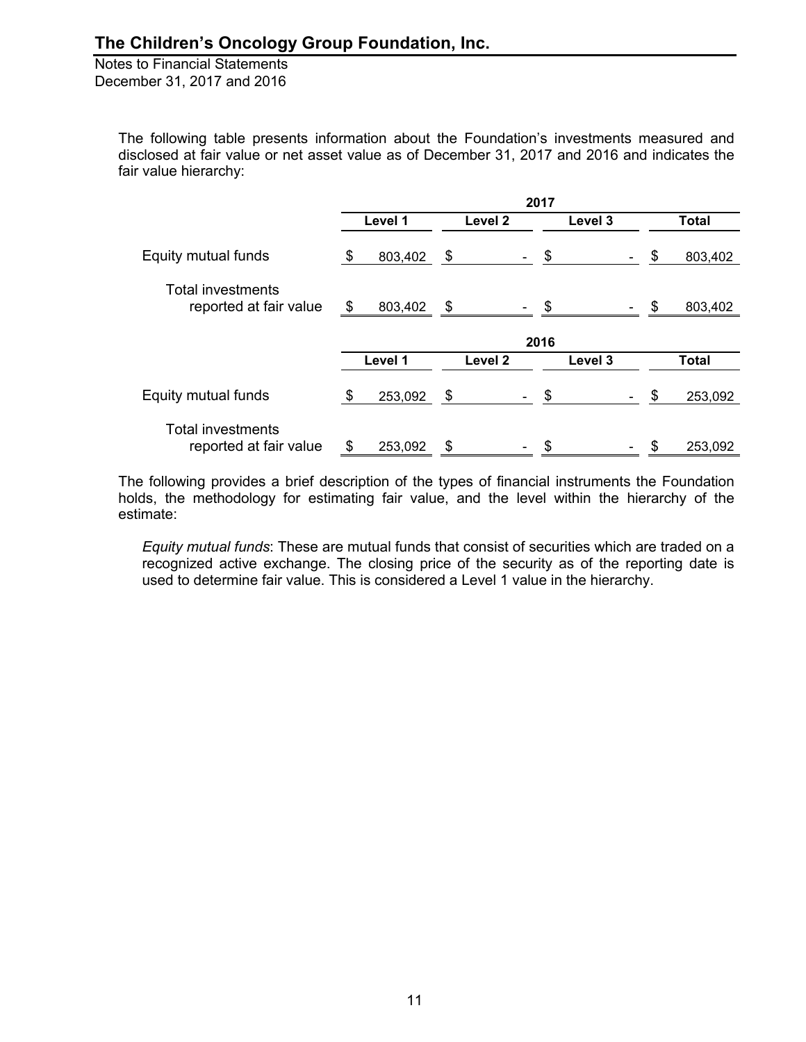The following table presents information about the Foundation's investments measured and disclosed at fair value or net asset value as of December 31, 2017 and 2016 and indicates the fair value hierarchy:

| | 2017 | | | |
|---|---|---|---|---|
| | Level 1 | Level 2 | Level 3 | Total |
| Equity mutual funds | $ 803,402 | $ - | $ - | $ 803,402 |
| Total investments reported at fair value | $ 803,402 | $ - | $ - | $ 803,402 |

| | 2016 | | | |
|---|---|---|---|---|
| | Level 1 | Level 2 | Level 3 | Total |
| Equity mutual funds | $ 253,092 | $ - | $ - | $ 253,092 |
| Total investments reported at fair value | $ 253,092 | $ - | $ - | $ 253,092 |

The following provides a brief description of the types of financial instruments the Foundation holds, the methodology for estimating fair value, and the level within the hierarchy of the estimate:

*Equity mutual funds*: These are mutual funds that consist of securities which are traded on a recognized active exchange. The closing price of the security as of the reporting date is used to determine fair value. This is considered a Level 1 value in the hierarchy.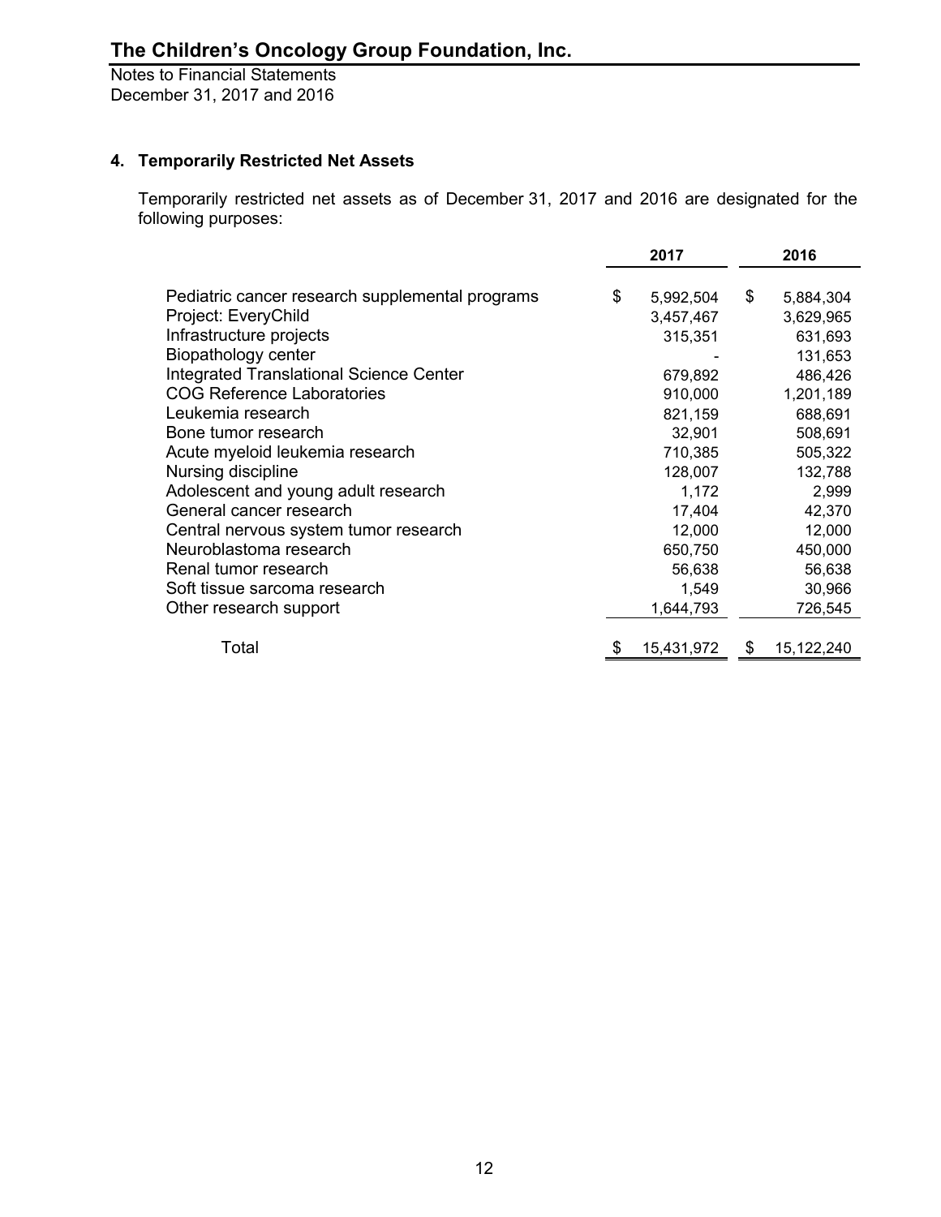# The Children's Oncology Group Foundation, Inc.

Notes to Financial Statements
December 31, 2017 and 2016

## 4. Temporarily Restricted Net Assets

Temporarily restricted net assets as of December 31, 2017 and 2016 are designated for the following purposes:

| | 2017 | 2016 |
|---|---|---|
| Pediatric cancer research supplemental programs | $ 5,992,504 | $ 5,884,304 |
| Project: EveryChild | 3,457,467 | 3,629,965 |
| Infrastructure projects | 315,351 | 631,693 |
| Biopathology center | - | 131,653 |
| Integrated Translational Science Center | 679,892 | 486,426 |
| COG Reference Laboratories | 910,000 | 1,201,189 |
| Leukemia research | 821,159 | 688,691 |
| Bone tumor research | 32,901 | 508,691 |
| Acute myeloid leukemia research | 710,385 | 505,322 |
| Nursing discipline | 128,007 | 132,788 |
| Adolescent and young adult research | 1,172 | 2,999 |
| General cancer research | 17,404 | 42,370 |
| Central nervous system tumor research | 12,000 | 12,000 |
| Neuroblastoma research | 650,750 | 450,000 |
| Renal tumor research | 56,638 | 56,638 |
| Soft tissue sarcoma research | 1,549 | 30,966 |
| Other research support | 1,644,793 | 726,545 |
| Total | $ 15,431,972 | $ 15,122,240 |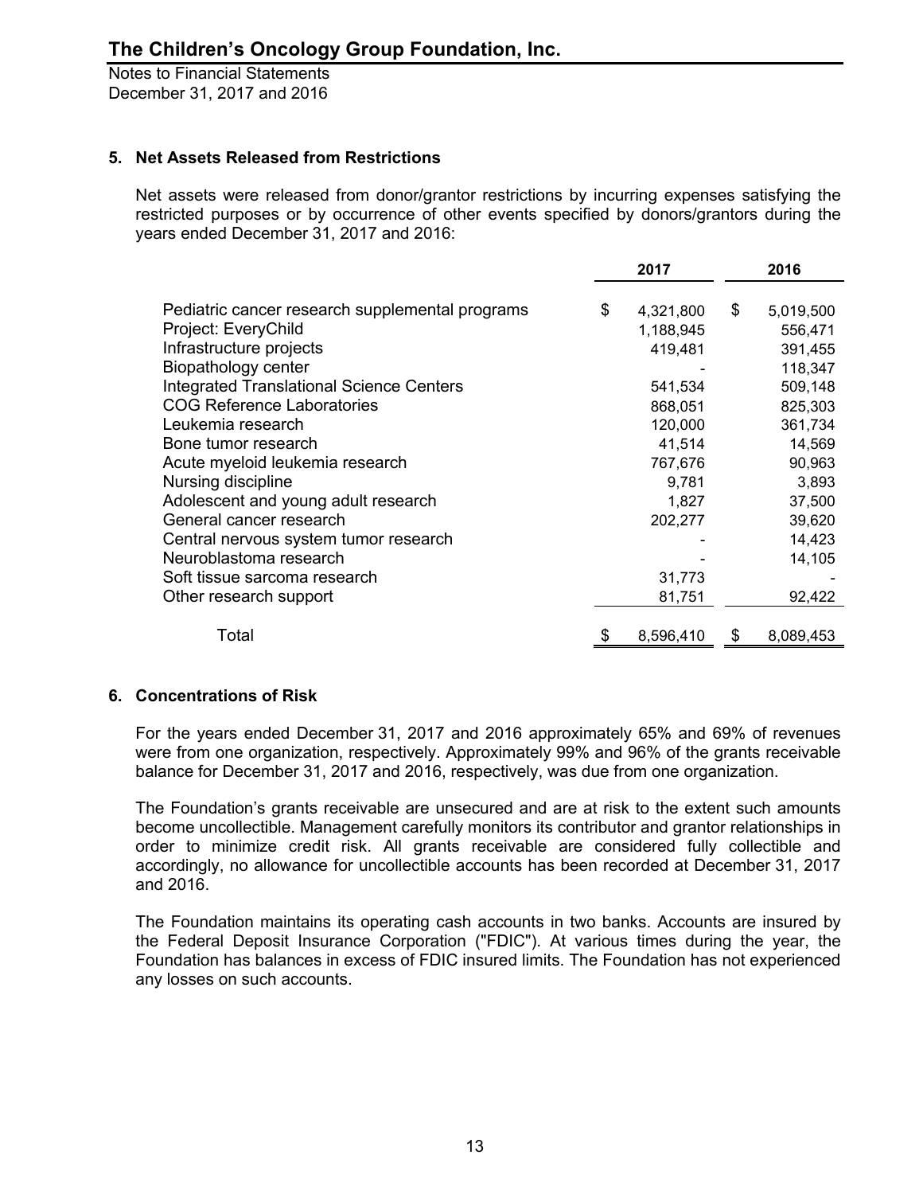# The Children's Oncology Group Foundation, Inc.

Notes to Financial Statements
December 31, 2017 and 2016

### 5. Net Assets Released from Restrictions

Net assets were released from donor/grantor restrictions by incurring expenses satisfying the restricted purposes or by occurrence of other events specified by donors/grantors during the years ended December 31, 2017 and 2016:

| | 2017 | 2016 |
|---|---|---|
| Pediatric cancer research supplemental programs | $ 4,321,800 | $ 5,019,500 |
| Project: EveryChild | 1,188,945 | 556,471 |
| Infrastructure projects | 419,481 | 391,455 |
| Biopathology center | - | 118,347 |
| Integrated Translational Science Centers | 541,534 | 509,148 |
| COG Reference Laboratories | 868,051 | 825,303 |
| Leukemia research | 120,000 | 361,734 |
| Bone tumor research | 41,514 | 14,569 |
| Acute myeloid leukemia research | 767,676 | 90,963 |
| Nursing discipline | 9,781 | 3,893 |
| Adolescent and young adult research | 1,827 | 37,500 |
| General cancer research | 202,277 | 39,620 |
| Central nervous system tumor research | - | 14,423 |
| Neuroblastoma research | - | 14,105 |
| Soft tissue sarcoma research | 31,773 | - |
| Other research support | 81,751 | 92,422 |
| Total | $ 8,596,410 | $ 8,089,453 |

### 6. Concentrations of Risk

For the years ended December 31, 2017 and 2016 approximately 65% and 69% of revenues were from one organization, respectively. Approximately 99% and 96% of the grants receivable balance for December 31, 2017 and 2016, respectively, was due from one organization.

The Foundation's grants receivable are unsecured and are at risk to the extent such amounts become uncollectible. Management carefully monitors its contributor and grantor relationships in order to minimize credit risk. All grants receivable are considered fully collectible and accordingly, no allowance for uncollectible accounts has been recorded at December 31, 2017 and 2016.

The Foundation maintains its operating cash accounts in two banks. Accounts are insured by the Federal Deposit Insurance Corporation ("FDIC"). At various times during the year, the Foundation has balances in excess of FDIC insured limits. The Foundation has not experienced any losses on such accounts.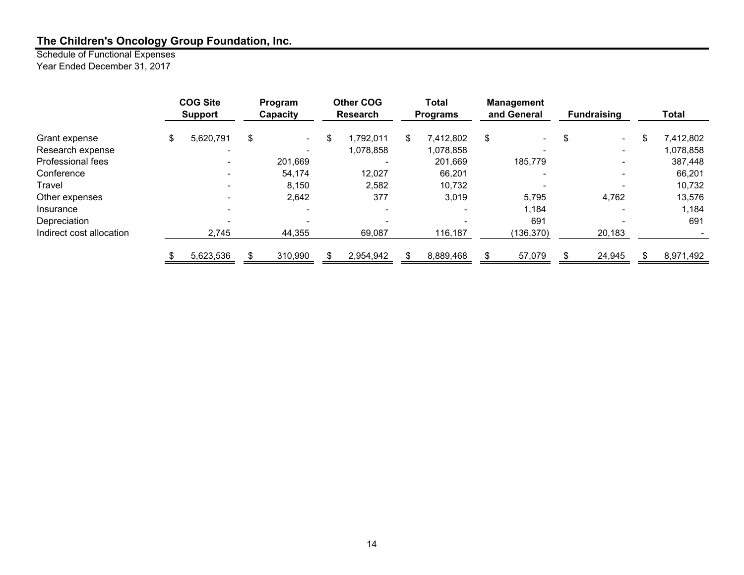# The Children's Oncology Group Foundation, Inc.

Schedule of Functional Expenses
Year Ended December 31, 2017

| | COG Site Support | Program Capacity | Other COG Research | Total Programs | Management and General | Fundraising | Total |
|---|---|---|---|---|---|---|---|
| Grant expense | $ 5,620,791 | $ - | $ 1,792,011 | $ 7,412,802 | $ - | $ - | $ 7,412,802 |
| Research expense | - | - | 1,078,858 | 1,078,858 | - | - | 1,078,858 |
| Professional fees | - | 201,669 | - | 201,669 | 185,779 | - | 387,448 |
| Conference | - | 54,174 | 12,027 | 66,201 | - | - | 66,201 |
| Travel | - | 8,150 | 2,582 | 10,732 | - | - | 10,732 |
| Other expenses | - | 2,642 | 377 | 3,019 | 5,795 | 4,762 | 13,576 |
| Insurance | - | - | - | - | 1,184 | - | 1,184 |
| Depreciation | - | - | - | - | 691 | - | 691 |
| Indirect cost allocation | 2,745 | 44,355 | 69,087 | 116,187 | (136,370) | 20,183 | - |
| | $ 5,623,536 | $ 310,990 | $ 2,954,942 | $ 8,889,468 | $ 57,079 | $ 24,945 | $ 8,971,492 |